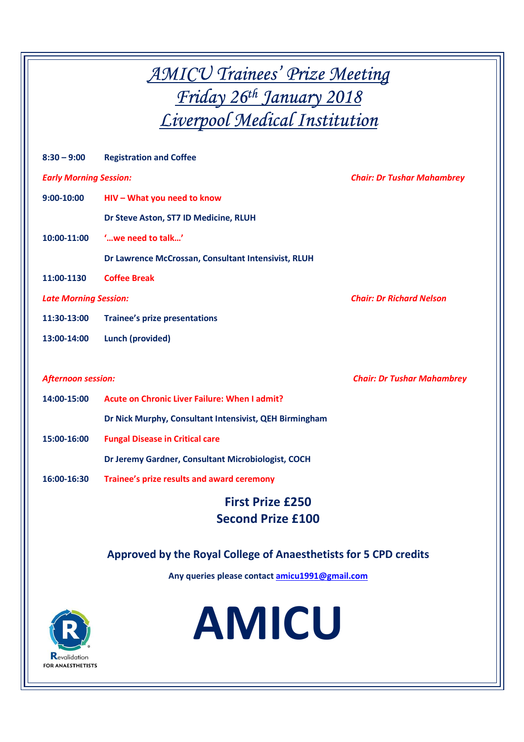# *AMICU Trainees' Prize Meeting*
# *Friday 26th January 2018*
# *Liverpool Medical Institution*

**8:30 – 9:00** **Registration and Coffee**

***Early Morning Session:*** ***Chair: Dr Tushar Mahambrey***

**9:00-10:00** **HIV – What you need to know**

**Dr Steve Aston, ST7 ID Medicine, RLUH**

**10:00-11:00** **'…we need to talk…'**

**Dr Lawrence McCrossan, Consultant Intensivist, RLUH**

**11:00-1130** **Coffee Break**

***Late Morning Session:*** ***Chair: Dr Richard Nelson***

**11:30-13:00** **Trainee's prize presentations**

**13:00-14:00** **Lunch (provided)**

***Afternoon session:*** ***Chair: Dr Tushar Mahambrey***

**14:00-15:00** **Acute on Chronic Liver Failure: When I admit?**

**Dr Nick Murphy, Consultant Intensivist, QEH Birmingham**

**15:00-16:00** **Fungal Disease in Critical care**

**Dr Jeremy Gardner, Consultant Microbiologist, COCH**

**16:00-16:30** **Trainee's prize results and award ceremony**

**First Prize £250**
**Second Prize £100**

**Approved by the Royal College of Anaesthetists for 5 CPD credits**

**Any queries please contact amicu1991@gmail.com**

Revalidation FOR ANAESTHETISTS

**AMICU**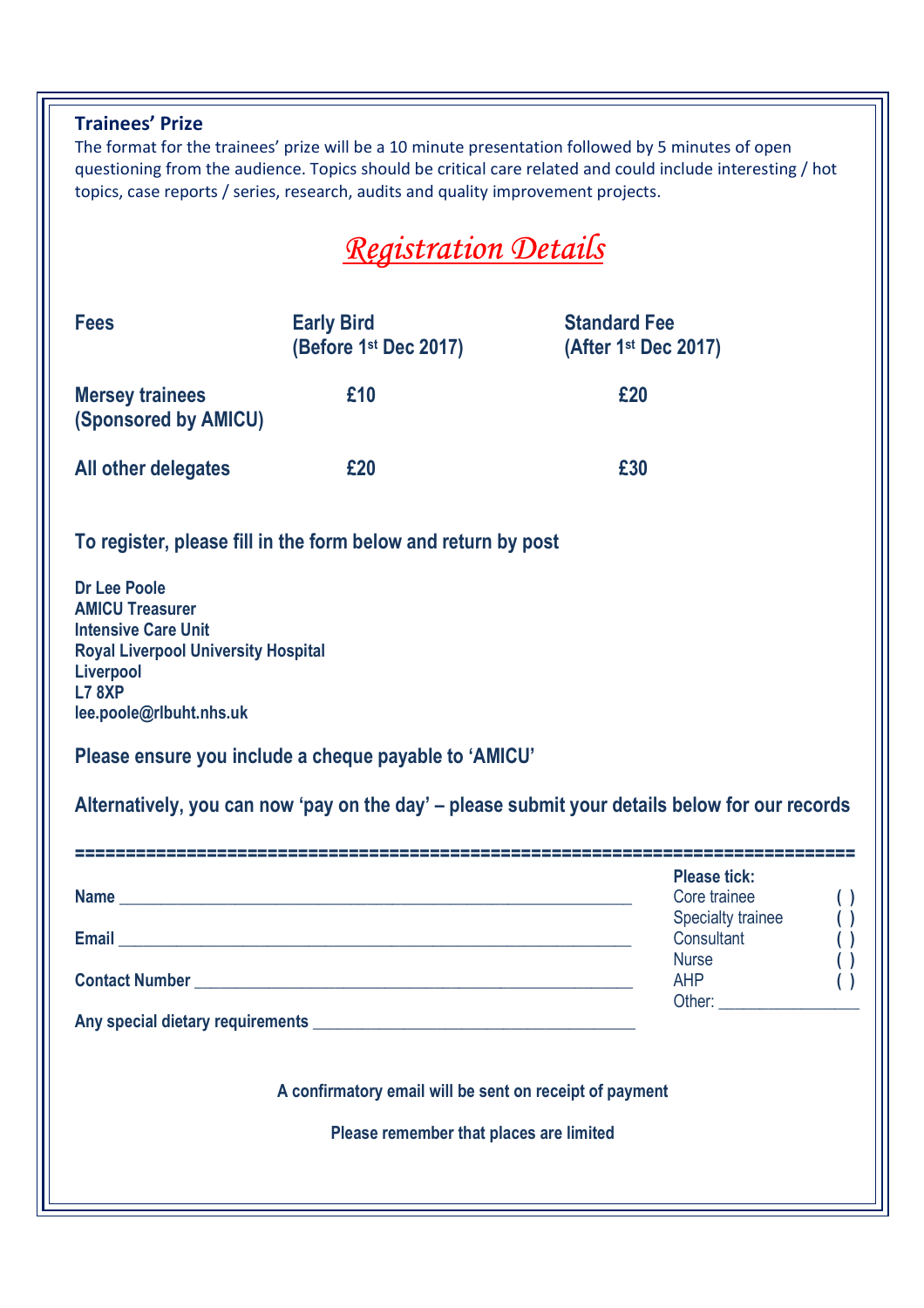### Trainees' Prize

The format for the trainees' prize will be a 10 minute presentation followed by 5 minutes of open questioning from the audience. Topics should be critical care related and could include interesting / hot topics, case reports / series, research, audits and quality improvement projects.

## *Registration Details*

| Fees | Early Bird (Before 1st Dec 2017) | Standard Fee (After 1st Dec 2017) |
|---|---|---|
| Mersey trainees (Sponsored by AMICU) | £10 | £20 |
| All other delegates | £20 | £30 |

**To register, please fill in the form below and return by post**

**Dr Lee Poole**
**AMICU Treasurer**
**Intensive Care Unit**
**Royal Liverpool University Hospital**
**Liverpool**
**L7 8XP**
**lee.poole@rlbuht.nhs.uk**

**Please ensure you include a cheque payable to 'AMICU'**

**Alternatively, you can now 'pay on the day' – please submit your details below for our records**

==============================================================================

**Name** ____________________________________________________________

**Email** ____________________________________________________________

**Contact Number** ______________________________________________________

**Any special dietary requirements** ______________________________________

**Please tick:**

- Core trainee ( )
- Specialty trainee ( )
- Consultant ( )
- Nurse ( )
- AHP ( )
- Other: ________________

**A confirmatory email will be sent on receipt of payment**

**Please remember that places are limited**